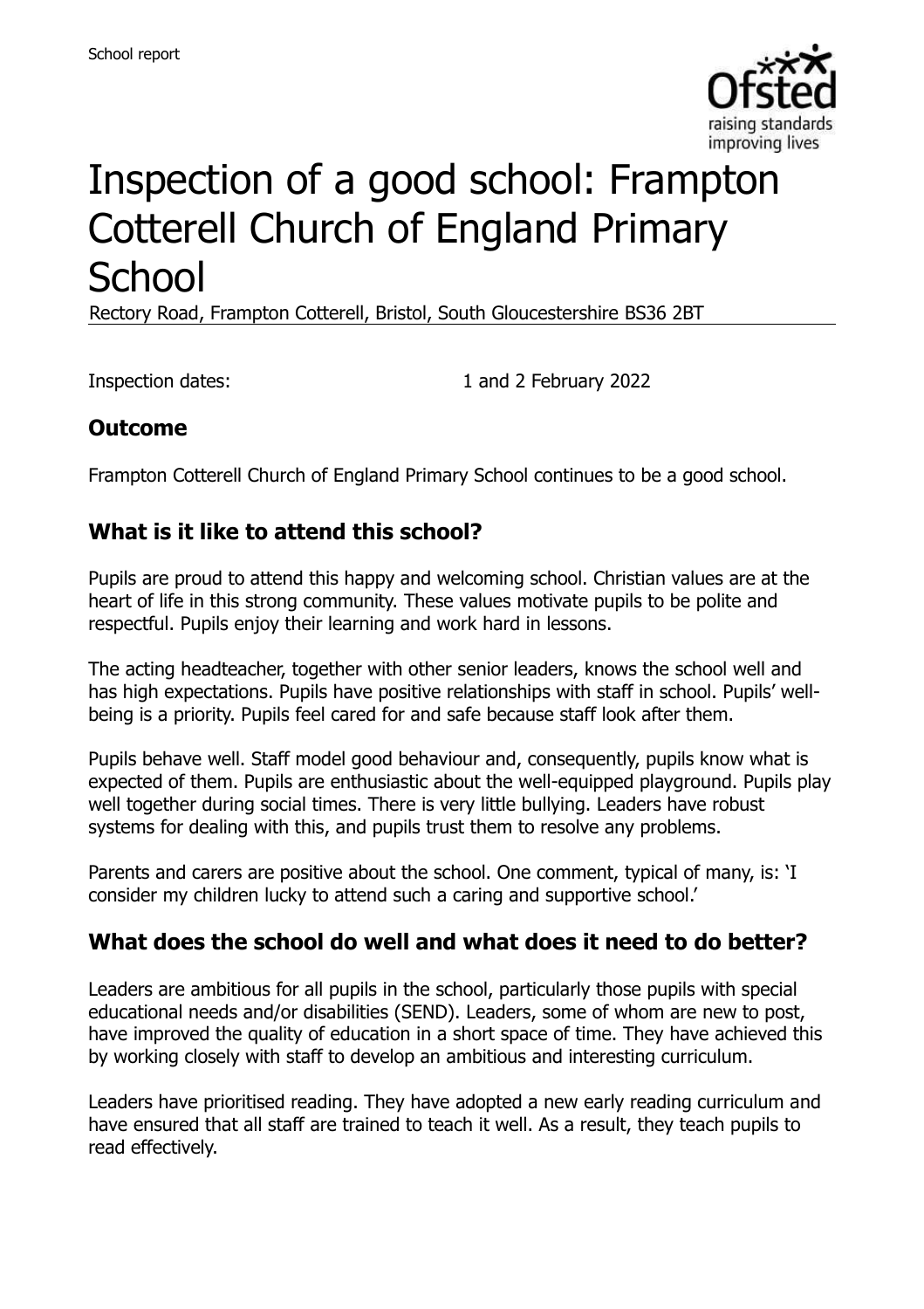School report

# Inspection of a good school: Frampton Cotterell Church of England Primary School

Rectory Road, Frampton Cotterell, Bristol, South Gloucestershire BS36 2BT

Inspection dates: 1 and 2 February 2022

## Outcome

Frampton Cotterell Church of England Primary School continues to be a good school.

## What is it like to attend this school?

Pupils are proud to attend this happy and welcoming school. Christian values are at the heart of life in this strong community. These values motivate pupils to be polite and respectful. Pupils enjoy their learning and work hard in lessons.

The acting headteacher, together with other senior leaders, knows the school well and has high expectations. Pupils have positive relationships with staff in school. Pupils' well-being is a priority. Pupils feel cared for and safe because staff look after them.

Pupils behave well. Staff model good behaviour and, consequently, pupils know what is expected of them. Pupils are enthusiastic about the well-equipped playground. Pupils play well together during social times. There is very little bullying. Leaders have robust systems for dealing with this, and pupils trust them to resolve any problems.

Parents and carers are positive about the school. One comment, typical of many, is: 'I consider my children lucky to attend such a caring and supportive school.'

## What does the school do well and what does it need to do better?

Leaders are ambitious for all pupils in the school, particularly those pupils with special educational needs and/or disabilities (SEND). Leaders, some of whom are new to post, have improved the quality of education in a short space of time. They have achieved this by working closely with staff to develop an ambitious and interesting curriculum.

Leaders have prioritised reading. They have adopted a new early reading curriculum and have ensured that all staff are trained to teach it well. As a result, they teach pupils to read effectively.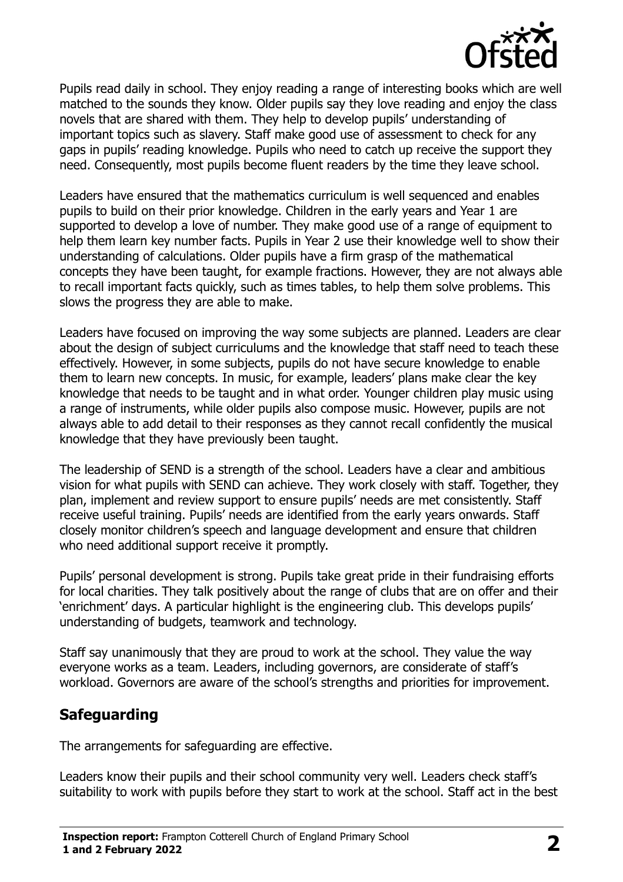Pupils read daily in school. They enjoy reading a range of interesting books which are well matched to the sounds they know. Older pupils say they love reading and enjoy the class novels that are shared with them. They help to develop pupils' understanding of important topics such as slavery. Staff make good use of assessment to check for any gaps in pupils' reading knowledge. Pupils who need to catch up receive the support they need. Consequently, most pupils become fluent readers by the time they leave school.

Leaders have ensured that the mathematics curriculum is well sequenced and enables pupils to build on their prior knowledge. Children in the early years and Year 1 are supported to develop a love of number. They make good use of a range of equipment to help them learn key number facts. Pupils in Year 2 use their knowledge well to show their understanding of calculations. Older pupils have a firm grasp of the mathematical concepts they have been taught, for example fractions. However, they are not always able to recall important facts quickly, such as times tables, to help them solve problems. This slows the progress they are able to make.

Leaders have focused on improving the way some subjects are planned. Leaders are clear about the design of subject curriculums and the knowledge that staff need to teach these effectively. However, in some subjects, pupils do not have secure knowledge to enable them to learn new concepts. In music, for example, leaders' plans make clear the key knowledge that needs to be taught and in what order. Younger children play music using a range of instruments, while older pupils also compose music. However, pupils are not always able to add detail to their responses as they cannot recall confidently the musical knowledge that they have previously been taught.

The leadership of SEND is a strength of the school. Leaders have a clear and ambitious vision for what pupils with SEND can achieve. They work closely with staff. Together, they plan, implement and review support to ensure pupils' needs are met consistently. Staff receive useful training. Pupils' needs are identified from the early years onwards. Staff closely monitor children's speech and language development and ensure that children who need additional support receive it promptly.

Pupils' personal development is strong. Pupils take great pride in their fundraising efforts for local charities. They talk positively about the range of clubs that are on offer and their 'enrichment' days. A particular highlight is the engineering club. This develops pupils' understanding of budgets, teamwork and technology.

Staff say unanimously that they are proud to work at the school. They value the way everyone works as a team. Leaders, including governors, are considerate of staff's workload. Governors are aware of the school's strengths and priorities for improvement.

## Safeguarding

The arrangements for safeguarding are effective.

Leaders know their pupils and their school community very well. Leaders check staff's suitability to work with pupils before they start to work at the school. Staff act in the best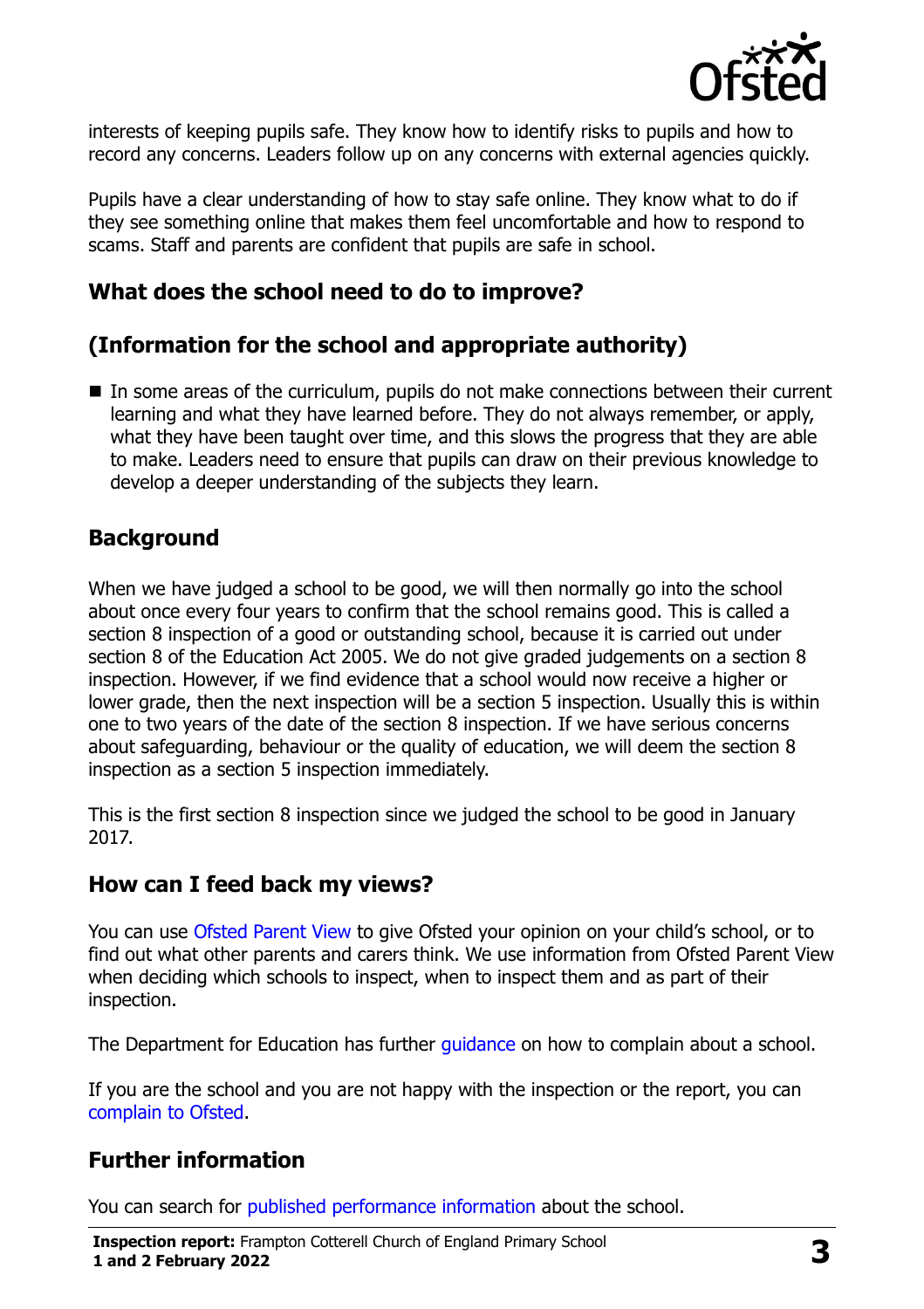interests of keeping pupils safe. They know how to identify risks to pupils and how to record any concerns. Leaders follow up on any concerns with external agencies quickly.

Pupils have a clear understanding of how to stay safe online. They know what to do if they see something online that makes them feel uncomfortable and how to respond to scams. Staff and parents are confident that pupils are safe in school.

## What does the school need to do to improve?

## (Information for the school and appropriate authority)

- In some areas of the curriculum, pupils do not make connections between their current learning and what they have learned before. They do not always remember, or apply, what they have been taught over time, and this slows the progress that they are able to make. Leaders need to ensure that pupils can draw on their previous knowledge to develop a deeper understanding of the subjects they learn.

## Background

When we have judged a school to be good, we will then normally go into the school about once every four years to confirm that the school remains good. This is called a section 8 inspection of a good or outstanding school, because it is carried out under section 8 of the Education Act 2005. We do not give graded judgements on a section 8 inspection. However, if we find evidence that a school would now receive a higher or lower grade, then the next inspection will be a section 5 inspection. Usually this is within one to two years of the date of the section 8 inspection. If we have serious concerns about safeguarding, behaviour or the quality of education, we will deem the section 8 inspection as a section 5 inspection immediately.

This is the first section 8 inspection since we judged the school to be good in January 2017.

## How can I feed back my views?

You can use Ofsted Parent View to give Ofsted your opinion on your child's school, or to find out what other parents and carers think. We use information from Ofsted Parent View when deciding which schools to inspect, when to inspect them and as part of their inspection.

The Department for Education has further guidance on how to complain about a school.

If you are the school and you are not happy with the inspection or the report, you can complain to Ofsted.

## Further information

You can search for published performance information about the school.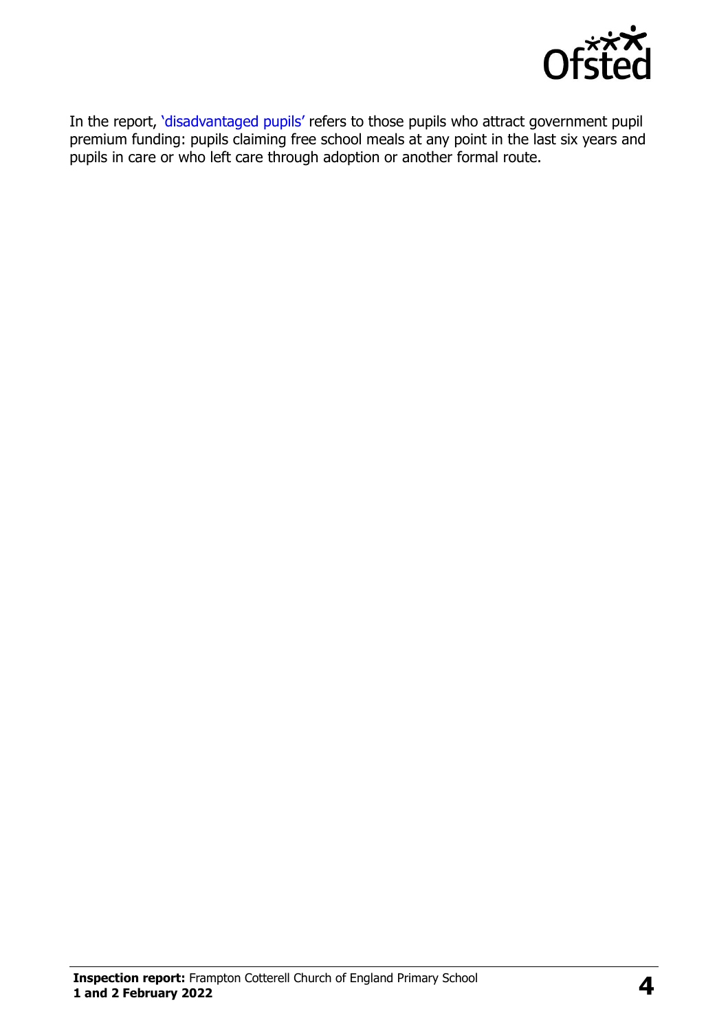In the report, 'disadvantaged pupils' refers to those pupils who attract government pupil premium funding: pupils claiming free school meals at any point in the last six years and pupils in care or who left care through adoption or another formal route.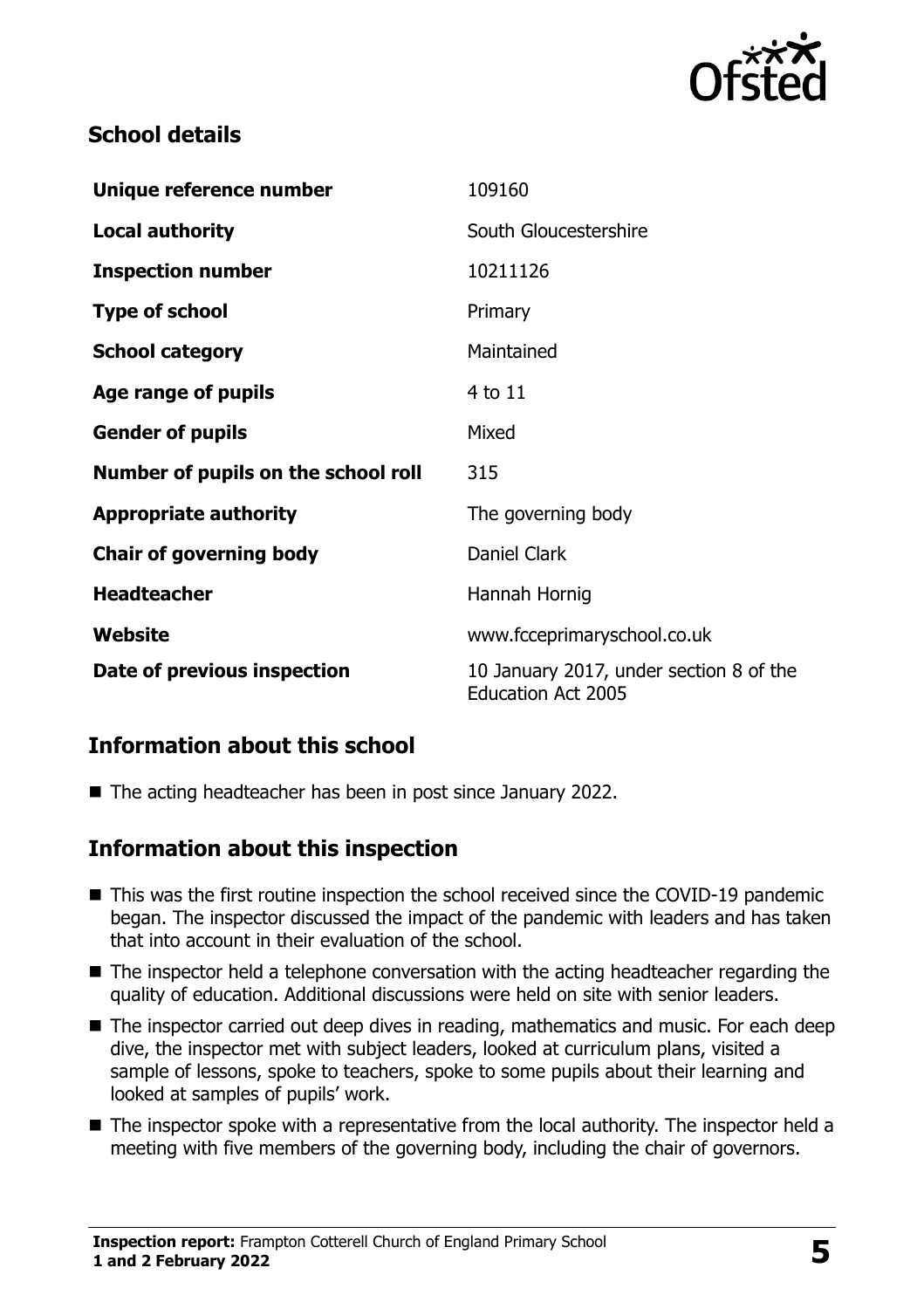## School details

| | |
|---|---|
| **Unique reference number** | 109160 |
| **Local authority** | South Gloucestershire |
| **Inspection number** | 10211126 |
| **Type of school** | Primary |
| **School category** | Maintained |
| **Age range of pupils** | 4 to 11 |
| **Gender of pupils** | Mixed |
| **Number of pupils on the school roll** | 315 |
| **Appropriate authority** | The governing body |
| **Chair of governing body** | Daniel Clark |
| **Headteacher** | Hannah Hornig |
| **Website** | www.fcceprimaryschool.co.uk |
| **Date of previous inspection** | 10 January 2017, under section 8 of the Education Act 2005 |

## Information about this school

- The acting headteacher has been in post since January 2022.

## Information about this inspection

- This was the first routine inspection the school received since the COVID-19 pandemic began. The inspector discussed the impact of the pandemic with leaders and has taken that into account in their evaluation of the school.
- The inspector held a telephone conversation with the acting headteacher regarding the quality of education. Additional discussions were held on site with senior leaders.
- The inspector carried out deep dives in reading, mathematics and music. For each deep dive, the inspector met with subject leaders, looked at curriculum plans, visited a sample of lessons, spoke to teachers, spoke to some pupils about their learning and looked at samples of pupils' work.
- The inspector spoke with a representative from the local authority. The inspector held a meeting with five members of the governing body, including the chair of governors.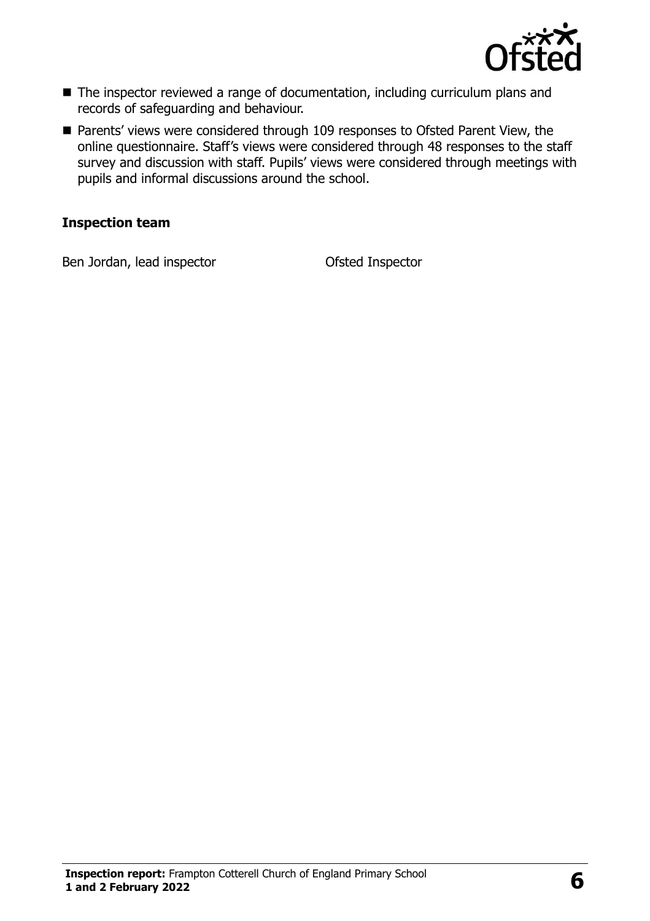- The inspector reviewed a range of documentation, including curriculum plans and records of safeguarding and behaviour.
- Parents' views were considered through 109 responses to Ofsted Parent View, the online questionnaire. Staff's views were considered through 48 responses to the staff survey and discussion with staff. Pupils' views were considered through meetings with pupils and informal discussions around the school.

### Inspection team

| | |
|---|---|
| Ben Jordan, lead inspector | Ofsted Inspector |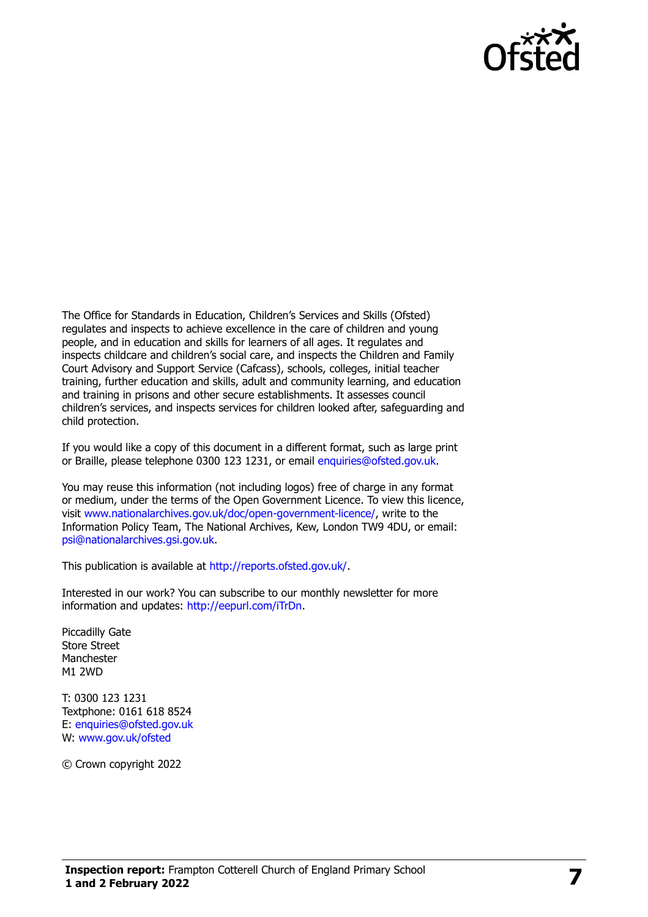The Office for Standards in Education, Children's Services and Skills (Ofsted) regulates and inspects to achieve excellence in the care of children and young people, and in education and skills for learners of all ages. It regulates and inspects childcare and children's social care, and inspects the Children and Family Court Advisory and Support Service (Cafcass), schools, colleges, initial teacher training, further education and skills, adult and community learning, and education and training in prisons and other secure establishments. It assesses council children's services, and inspects services for children looked after, safeguarding and child protection.

If you would like a copy of this document in a different format, such as large print or Braille, please telephone 0300 123 1231, or email enquiries@ofsted.gov.uk.

You may reuse this information (not including logos) free of charge in any format or medium, under the terms of the Open Government Licence. To view this licence, visit www.nationalarchives.gov.uk/doc/open-government-licence/, write to the Information Policy Team, The National Archives, Kew, London TW9 4DU, or email: psi@nationalarchives.gsi.gov.uk.

This publication is available at http://reports.ofsted.gov.uk/.

Interested in our work? You can subscribe to our monthly newsletter for more information and updates: http://eepurl.com/iTrDn.

Piccadilly Gate
Store Street
Manchester
M1 2WD

T: 0300 123 1231
Textphone: 0161 618 8524
E: enquiries@ofsted.gov.uk
W: www.gov.uk/ofsted

© Crown copyright 2022